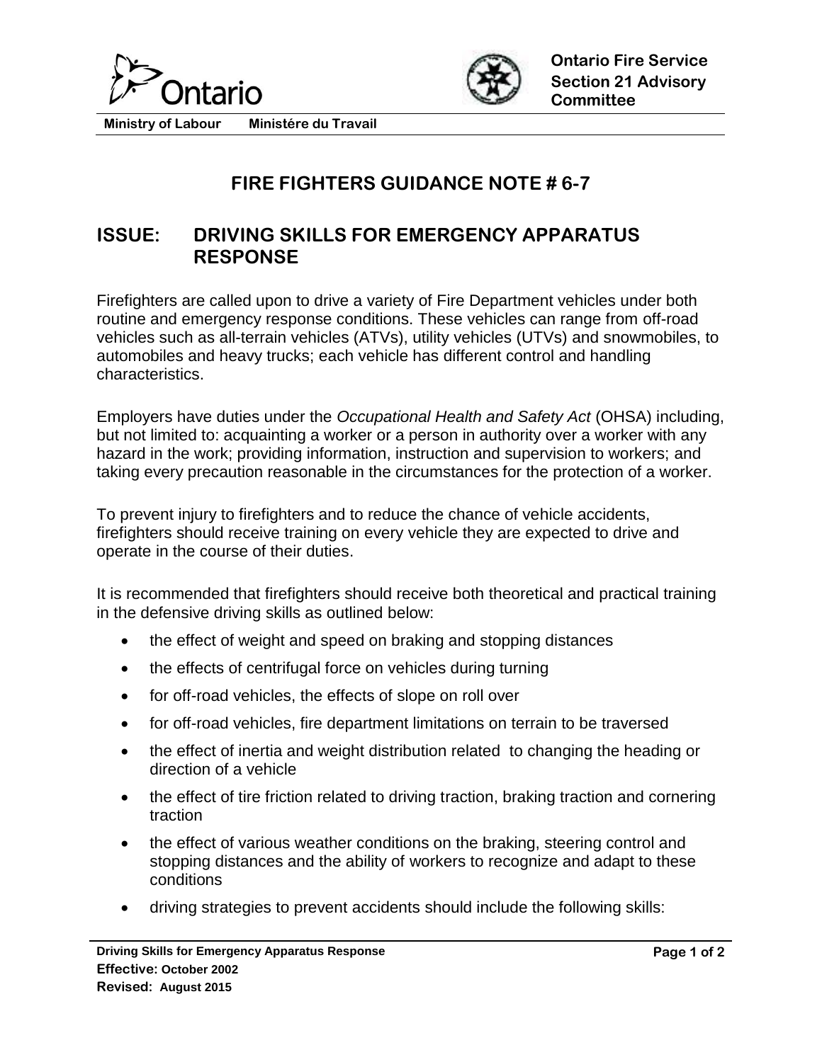Ontario

Ministry of Labour    Ministére du Travail

**Ontario Fire Service Section 21 Advisory Committee**

# FIRE FIGHTERS GUIDANCE NOTE # 6-7

## ISSUE: DRIVING SKILLS FOR EMERGENCY APPARATUS RESPONSE

Firefighters are called upon to drive a variety of Fire Department vehicles under both routine and emergency response conditions. These vehicles can range from off-road vehicles such as all-terrain vehicles (ATVs), utility vehicles (UTVs) and snowmobiles, to automobiles and heavy trucks; each vehicle has different control and handling characteristics.

Employers have duties under the *Occupational Health and Safety Act* (OHSA) including, but not limited to: acquainting a worker or a person in authority over a worker with any hazard in the work; providing information, instruction and supervision to workers; and taking every precaution reasonable in the circumstances for the protection of a worker.

To prevent injury to firefighters and to reduce the chance of vehicle accidents, firefighters should receive training on every vehicle they are expected to drive and operate in the course of their duties.

It is recommended that firefighters should receive both theoretical and practical training in the defensive driving skills as outlined below:

- the effect of weight and speed on braking and stopping distances
- the effects of centrifugal force on vehicles during turning
- for off-road vehicles, the effects of slope on roll over
- for off-road vehicles, fire department limitations on terrain to be traversed
- the effect of inertia and weight distribution related to changing the heading or direction of a vehicle
- the effect of tire friction related to driving traction, braking traction and cornering traction
- the effect of various weather conditions on the braking, steering control and stopping distances and the ability of workers to recognize and adapt to these conditions
- driving strategies to prevent accidents should include the following skills:

**Driving Skills for Emergency Apparatus Response**
**Effective:** October 2002
**Revised:** August 2015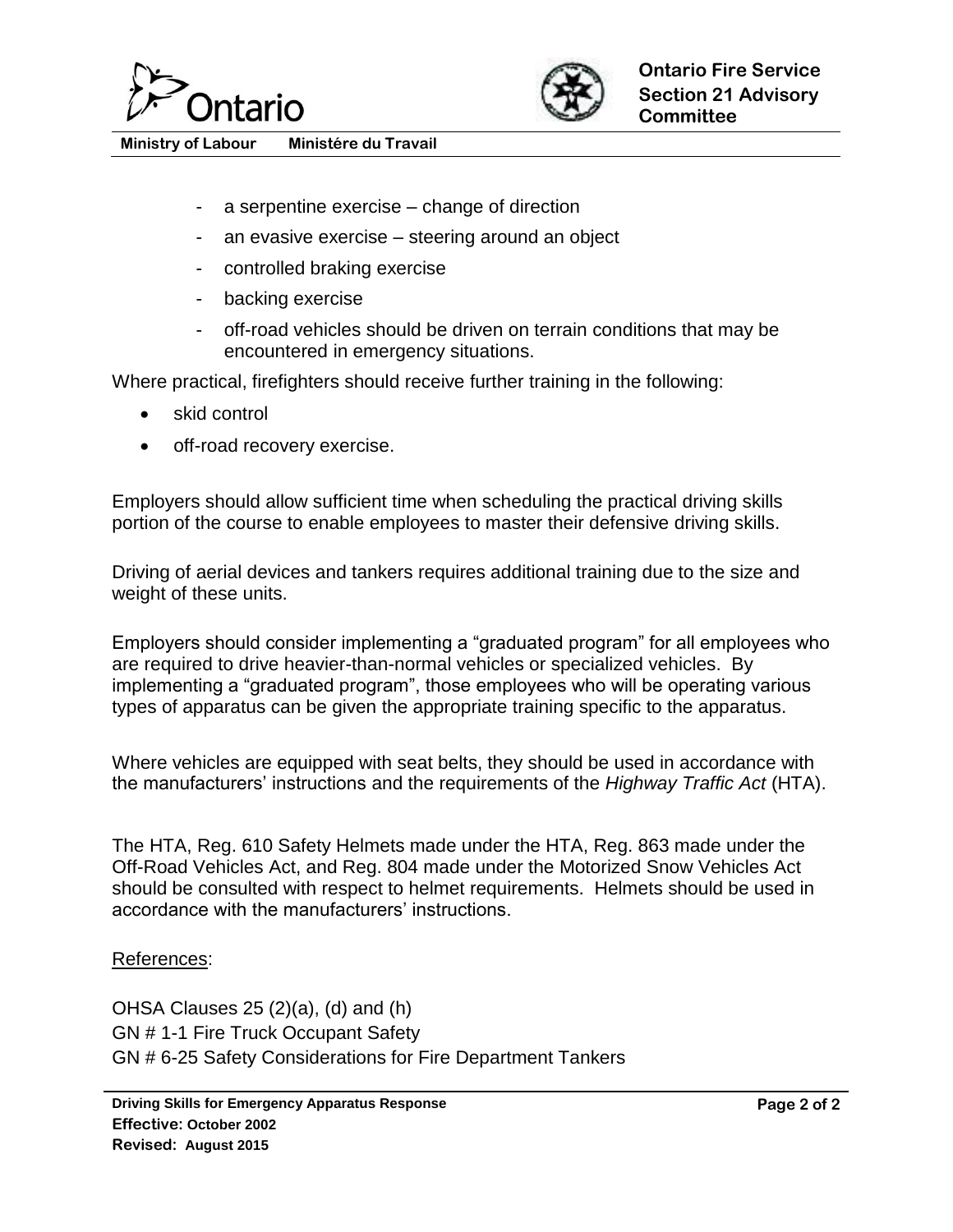- a serpentine exercise – change of direction
- an evasive exercise – steering around an object
- controlled braking exercise
- backing exercise
- off-road vehicles should be driven on terrain conditions that may be encountered in emergency situations.

Where practical, firefighters should receive further training in the following:

- skid control
- off-road recovery exercise.

Employers should allow sufficient time when scheduling the practical driving skills portion of the course to enable employees to master their defensive driving skills.

Driving of aerial devices and tankers requires additional training due to the size and weight of these units.

Employers should consider implementing a "graduated program" for all employees who are required to drive heavier-than-normal vehicles or specialized vehicles. By implementing a "graduated program", those employees who will be operating various types of apparatus can be given the appropriate training specific to the apparatus.

Where vehicles are equipped with seat belts, they should be used in accordance with the manufacturers' instructions and the requirements of the *Highway Traffic Act* (HTA).

The HTA, Reg. 610 Safety Helmets made under the HTA, Reg. 863 made under the Off-Road Vehicles Act, and Reg. 804 made under the Motorized Snow Vehicles Act should be consulted with respect to helmet requirements. Helmets should be used in accordance with the manufacturers' instructions.

References:

OHSA Clauses 25 (2)(a), (d) and (h)
GN # 1-1 Fire Truck Occupant Safety
GN # 6-25 Safety Considerations for Fire Department Tankers

**Driving Skills for Emergency Apparatus Response**
**Effective: October 2002**
**Revised: August 2015**